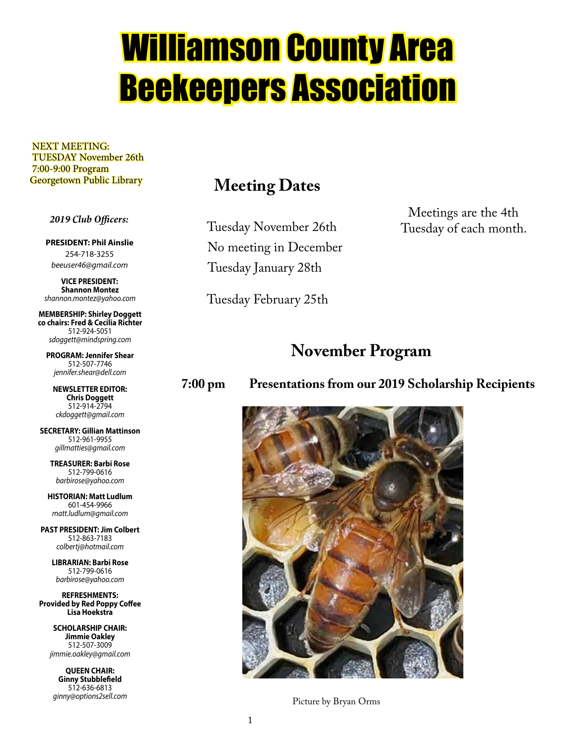# Williamson County Area Beekeepers Association

NEXT MEETING:
TUESDAY November 26th
7:00-9:00 Program
Georgetown Public Library

*2019 Club Officers:*

**PRESIDENT: Phil Ainslie**
254-718-3255
*beeuser46@gmail.com*

**VICE PRESIDENT:**
**Shannon Montez**
*shannon.montez@yahoo.com*

**MEMBERSHIP: Shirley Doggett**
**co chairs: Fred & Cecilia Richter**
512-924-5051
*sdoggett@mindspring.com*

**PROGRAM: Jennifer Shear**
512-507-7746
*jennifer.shear@dell.com*

**NEWSLETTER EDITOR:**
**Chris Doggett**
512-914-2794
*ckdoggett@gmail.com*

**SECRETARY: Gillian Mattinson**
512-961-9955
*gillmatties@gmail.com*

**TREASURER: Barbi Rose**
512-799-0616
*barbirose@yahoo.com*

**HISTORIAN: Matt Ludlum**
601-454-9966
*matt.ludlum@gmail.com*

**PAST PRESIDENT: Jim Colbert**
512-863-7183
*colbertj@hotmail.com*

**LIBRARIAN: Barbi Rose**
512-799-0616
*barbirose@yahoo.com*

**REFRESHMENTS:**
**Provided by Red Poppy Coffee**
**Lisa Hoekstra**

**SCHOLARSHIP CHAIR:**
**Jimmie Oakley**
512-507-3009
*jimmie.oakley@gmail.com*

**QUEEN CHAIR:**
**Ginny Stubblefield**
512-636-6813
*ginny@options2sell.com*

## Meeting Dates

Meetings are the 4th Tuesday of each month.

Tuesday November 26th
No meeting in December
Tuesday January 28th

Tuesday February 25th

## November Program

**7:00 pm Presentations from our 2019 Scholarship Recipients**

Picture by Bryan Orms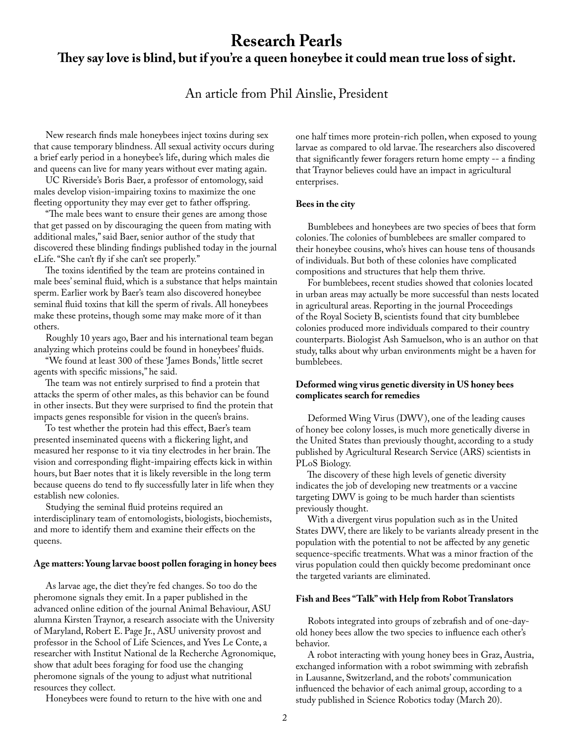# Research Pearls

## They say love is blind, but if you're a queen honeybee it could mean true loss of sight.

An article from Phil Ainslie, President

New research finds male honeybees inject toxins during sex that cause temporary blindness. All sexual activity occurs during a brief early period in a honeybee's life, during which males die and queens can live for many years without ever mating again.

UC Riverside's Boris Baer, a professor of entomology, said males develop vision-impairing toxins to maximize the one fleeting opportunity they may ever get to father offspring.

"The male bees want to ensure their genes are among those that get passed on by discouraging the queen from mating with additional males," said Baer, senior author of the study that discovered these blinding findings published today in the journal eLife. "She can't fly if she can't see properly."

The toxins identified by the team are proteins contained in male bees' seminal fluid, which is a substance that helps maintain sperm. Earlier work by Baer's team also discovered honeybee seminal fluid toxins that kill the sperm of rivals. All honeybees make these proteins, though some may make more of it than others.

Roughly 10 years ago, Baer and his international team began analyzing which proteins could be found in honeybees' fluids.

"We found at least 300 of these 'James Bonds,' little secret agents with specific missions," he said.

The team was not entirely surprised to find a protein that attacks the sperm of other males, as this behavior can be found in other insects. But they were surprised to find the protein that impacts genes responsible for vision in the queen's brains.

To test whether the protein had this effect, Baer's team presented inseminated queens with a flickering light, and measured her response to it via tiny electrodes in her brain. The vision and corresponding flight-impairing effects kick in within hours, but Baer notes that it is likely reversible in the long term because queens do tend to fly successfully later in life when they establish new colonies.

Studying the seminal fluid proteins required an interdisciplinary team of entomologists, biologists, biochemists, and more to identify them and examine their effects on the queens.

### Age matters: Young larvae boost pollen foraging in honey bees

As larvae age, the diet they're fed changes. So too do the pheromone signals they emit. In a paper published in the advanced online edition of the journal Animal Behaviour, ASU alumna Kirsten Traynor, a research associate with the University of Maryland, Robert E. Page Jr., ASU university provost and professor in the School of Life Sciences, and Yves Le Conte, a researcher with Institut National de la Recherche Agronomique, show that adult bees foraging for food use the changing pheromone signals of the young to adjust what nutritional resources they collect.

Honeybees were found to return to the hive with one and one half times more protein-rich pollen, when exposed to young larvae as compared to old larvae. The researchers also discovered that significantly fewer foragers return home empty -- a finding that Traynor believes could have an impact in agricultural enterprises.

### Bees in the city

Bumblebees and honeybees are two species of bees that form colonies. The colonies of bumblebees are smaller compared to their honeybee cousins, who's hives can house tens of thousands of individuals. But both of these colonies have complicated compositions and structures that help them thrive.

For bumblebees, recent studies showed that colonies located in urban areas may actually be more successful than nests located in agricultural areas. Reporting in the journal Proceedings of the Royal Society B, scientists found that city bumblebee colonies produced more individuals compared to their country counterparts. Biologist Ash Samuelson, who is an author on that study, talks about why urban environments might be a haven for bumblebees.

### Deformed wing virus genetic diversity in US honey bees complicates search for remedies

Deformed Wing Virus (DWV), one of the leading causes of honey bee colony losses, is much more genetically diverse in the United States than previously thought, according to a study published by Agricultural Research Service (ARS) scientists in PLoS Biology.

The discovery of these high levels of genetic diversity indicates the job of developing new treatments or a vaccine targeting DWV is going to be much harder than scientists previously thought.

With a divergent virus population such as in the United States DWV, there are likely to be variants already present in the population with the potential to not be affected by any genetic sequence-specific treatments. What was a minor fraction of the virus population could then quickly become predominant once the targeted variants are eliminated.

### Fish and Bees "Talk" with Help from Robot Translators

Robots integrated into groups of zebrafish and of one-day-old honey bees allow the two species to influence each other's behavior.

A robot interacting with young honey bees in Graz, Austria, exchanged information with a robot swimming with zebrafish in Lausanne, Switzerland, and the robots' communication influenced the behavior of each animal group, according to a study published in Science Robotics today (March 20).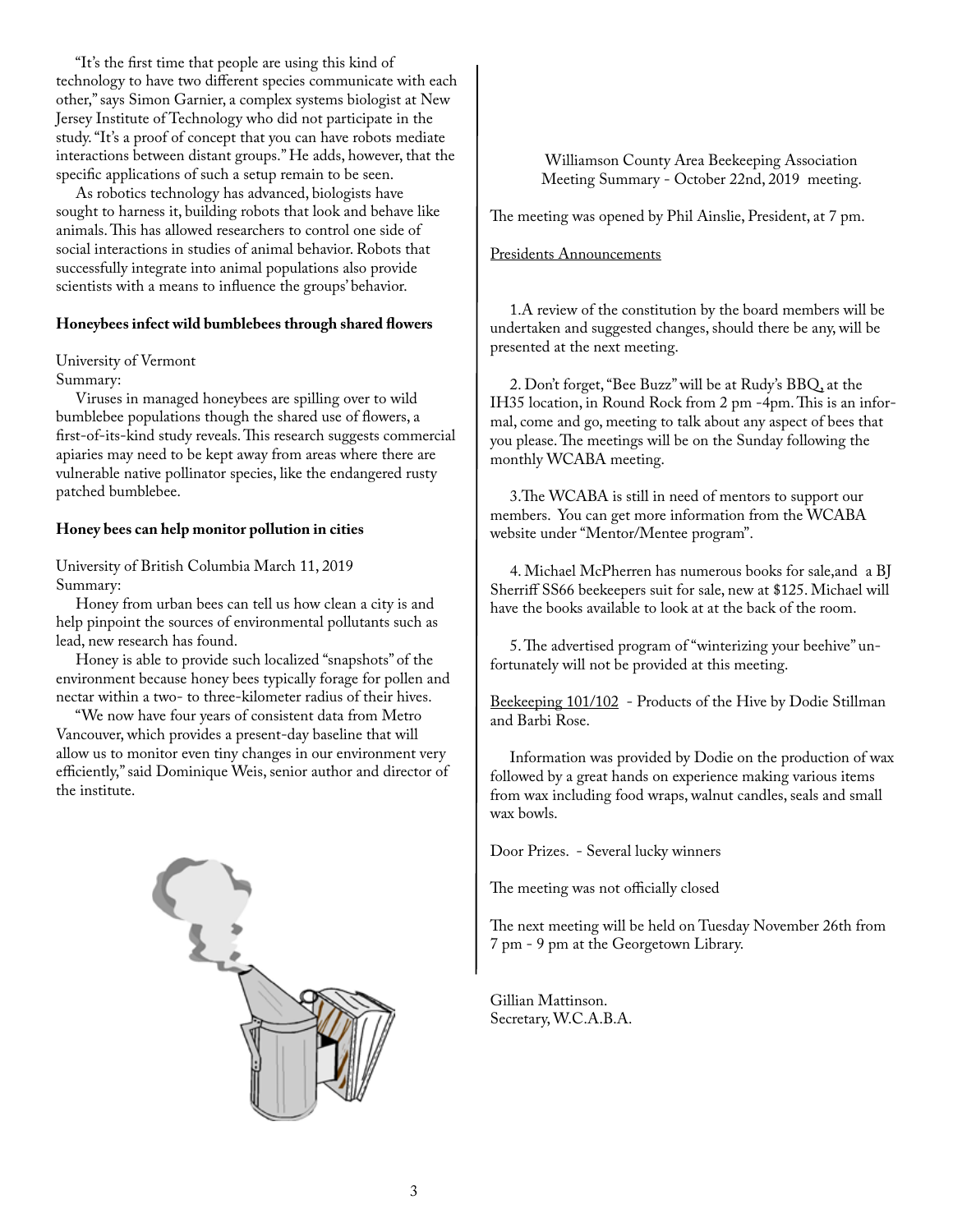"It's the first time that people are using this kind of technology to have two different species communicate with each other," says Simon Garnier, a complex systems biologist at New Jersey Institute of Technology who did not participate in the study. "It's a proof of concept that you can have robots mediate interactions between distant groups." He adds, however, that the specific applications of such a setup remain to be seen.

As robotics technology has advanced, biologists have sought to harness it, building robots that look and behave like animals. This has allowed researchers to control one side of social interactions in studies of animal behavior. Robots that successfully integrate into animal populations also provide scientists with a means to influence the groups' behavior.

**Honeybees infect wild bumblebees through shared flowers**

University of Vermont
Summary:

Viruses in managed honeybees are spilling over to wild bumblebee populations though the shared use of flowers, a first-of-its-kind study reveals. This research suggests commercial apiaries may need to be kept away from areas where there are vulnerable native pollinator species, like the endangered rusty patched bumblebee.

**Honey bees can help monitor pollution in cities**

University of British Columbia March 11, 2019
Summary:

Honey from urban bees can tell us how clean a city is and help pinpoint the sources of environmental pollutants such as lead, new research has found.

Honey is able to provide such localized "snapshots" of the environment because honey bees typically forage for pollen and nectar within a two- to three-kilometer radius of their hives.

"We now have four years of consistent data from Metro Vancouver, which provides a present-day baseline that will allow us to monitor even tiny changes in our environment very efficiently," said Dominique Weis, senior author and director of the institute.

Williamson County Area Beekeeping Association
Meeting Summary - October 22nd, 2019 meeting.

The meeting was opened by Phil Ainslie, President, at 7 pm.

Presidents Announcements

1.A review of the constitution by the board members will be undertaken and suggested changes, should there be any, will be presented at the next meeting.

2. Don't forget, "Bee Buzz" will be at Rudy's BBQ, at the IH35 location, in Round Rock from 2 pm -4pm. This is an informal, come and go, meeting to talk about any aspect of bees that you please. The meetings will be on the Sunday following the monthly WCABA meeting.

3.The WCABA is still in need of mentors to support our members. You can get more information from the WCABA website under "Mentor/Mentee program".

4. Michael McPherren has numerous books for sale,and a BJ Sherriff SS66 beekeepers suit for sale, new at $125. Michael will have the books available to look at at the back of the room.

5. The advertised program of "winterizing your beehive" unfortunately will not be provided at this meeting.

Beekeeping 101/102 - Products of the Hive by Dodie Stillman and Barbi Rose.

Information was provided by Dodie on the production of wax followed by a great hands on experience making various items from wax including food wraps, walnut candles, seals and small wax bowls.

Door Prizes. - Several lucky winners

The meeting was not officially closed

The next meeting will be held on Tuesday November 26th from 7 pm - 9 pm at the Georgetown Library.

Gillian Mattinson.
Secretary, W.C.A.B.A.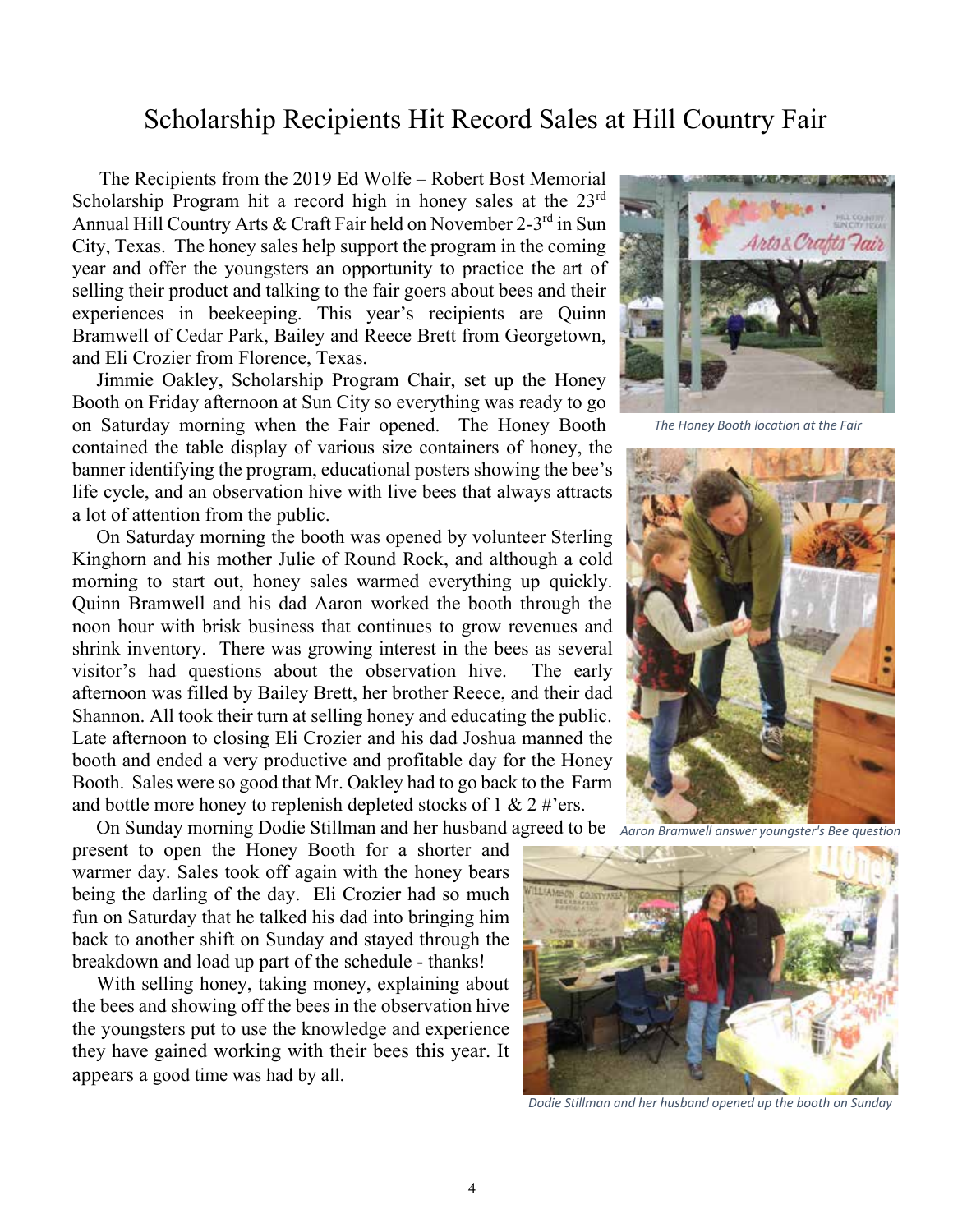# Scholarship Recipients Hit Record Sales at Hill Country Fair

The Recipients from the 2019 Ed Wolfe – Robert Bost Memorial Scholarship Program hit a record high in honey sales at the 23rd Annual Hill Country Arts & Craft Fair held on November 2-3rd in Sun City, Texas. The honey sales help support the program in the coming year and offer the youngsters an opportunity to practice the art of selling their product and talking to the fair goers about bees and their experiences in beekeeping. This year's recipients are Quinn Bramwell of Cedar Park, Bailey and Reece Brett from Georgetown, and Eli Crozier from Florence, Texas.

Jimmie Oakley, Scholarship Program Chair, set up the Honey Booth on Friday afternoon at Sun City so everything was ready to go on Saturday morning when the Fair opened. The Honey Booth contained the table display of various size containers of honey, the banner identifying the program, educational posters showing the bee's life cycle, and an observation hive with live bees that always attracts a lot of attention from the public.

On Saturday morning the booth was opened by volunteer Sterling Kinghorn and his mother Julie of Round Rock, and although a cold morning to start out, honey sales warmed everything up quickly. Quinn Bramwell and his dad Aaron worked the booth through the noon hour with brisk business that continues to grow revenues and shrink inventory. There was growing interest in the bees as several visitor's had questions about the observation hive. The early afternoon was filled by Bailey Brett, her brother Reece, and their dad Shannon. All took their turn at selling honey and educating the public. Late afternoon to closing Eli Crozier and his dad Joshua manned the booth and ended a very productive and profitable day for the Honey Booth. Sales were so good that Mr. Oakley had to go back to the Farm and bottle more honey to replenish depleted stocks of 1 & 2 #'ers.

On Sunday morning Dodie Stillman and her husband agreed to be present to open the Honey Booth for a shorter and warmer day. Sales took off again with the honey bears being the darling of the day. Eli Crozier had so much fun on Saturday that he talked his dad into bringing him back to another shift on Sunday and stayed through the breakdown and load up part of the schedule - thanks!

With selling honey, taking money, explaining about the bees and showing off the bees in the observation hive the youngsters put to use the knowledge and experience they have gained working with their bees this year. It appears a good time was had by all.

*The Honey Booth location at the Fair*

*Aaron Bramwell answer youngster's Bee question*

*Dodie Stillman and her husband opened up the booth on Sunday*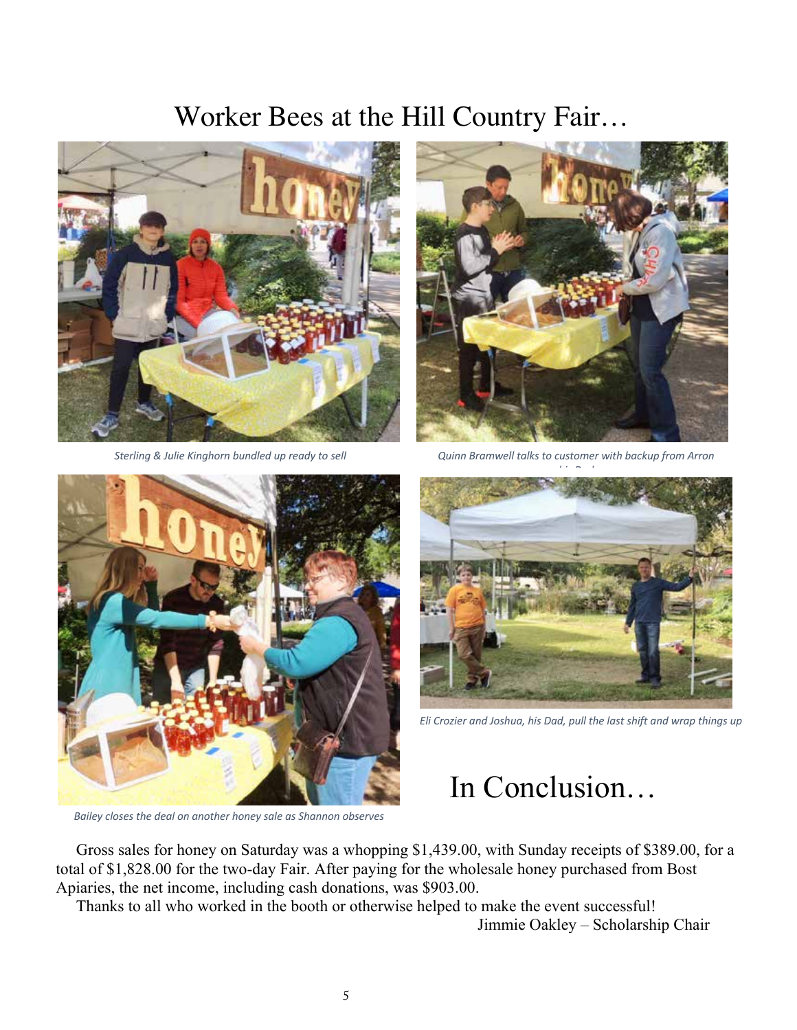# Worker Bees at the Hill Country Fair…

*Sterling & Julie Kinghorn bundled up ready to sell*

*Quinn Bramwell talks to customer with backup from Arron his Dad*

*Bailey closes the deal on another honey sale as Shannon observes*

*Eli Crozier and Joshua, his Dad, pull the last shift and wrap things up*

# In Conclusion…

Gross sales for honey on Saturday was a whopping $1,439.00, with Sunday receipts of $389.00, for a total of $1,828.00 for the two-day Fair. After paying for the wholesale honey purchased from Bost Apiaries, the net income, including cash donations, was $903.00.

Thanks to all who worked in the booth or otherwise helped to make the event successful!

Jimmie Oakley – Scholarship Chair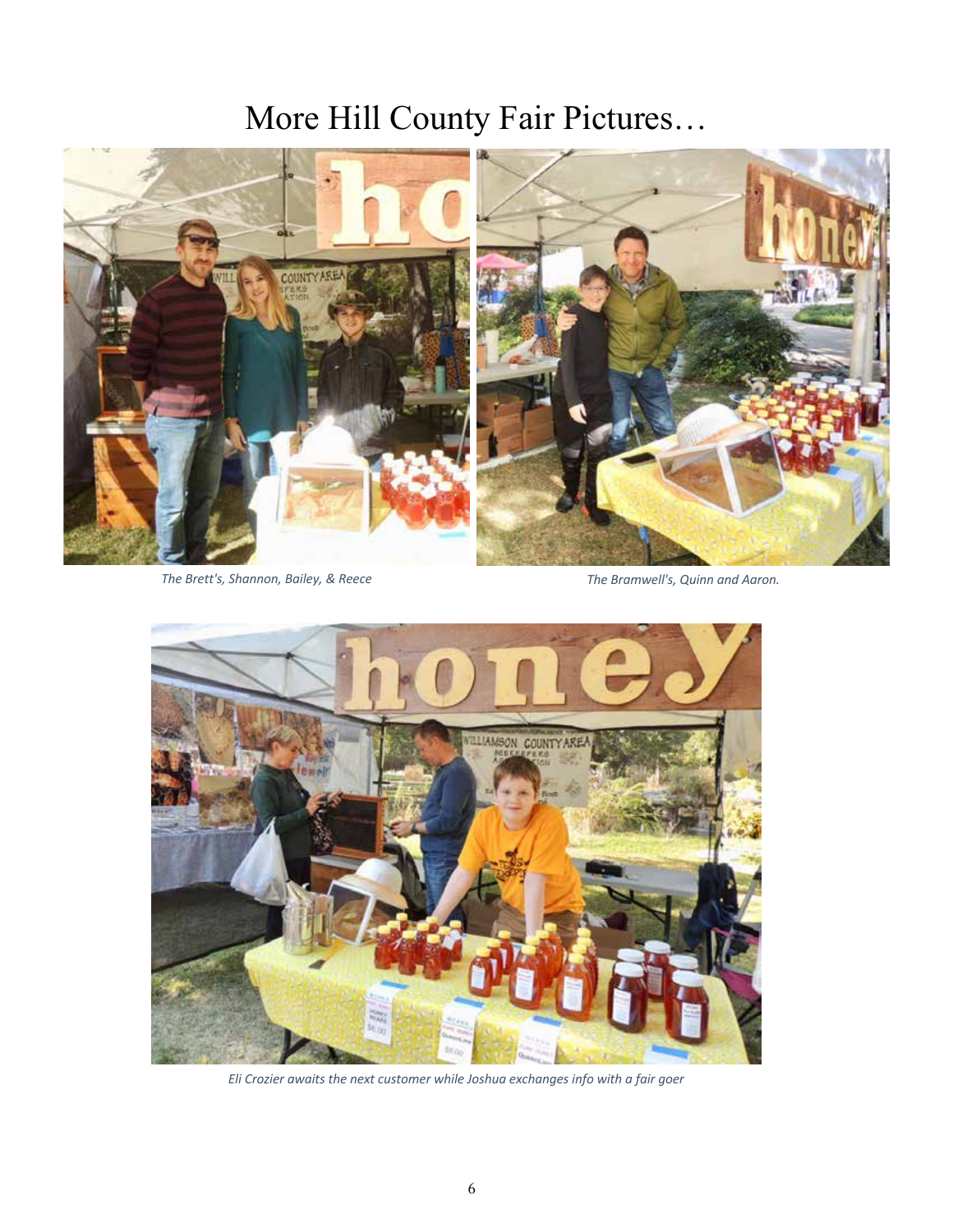# More Hill County Fair Pictures…

*The Brett's, Shannon, Bailey, & Reece*

*The Bramwell's, Quinn and Aaron.*

*Eli Crozier awaits the next customer while Joshua exchanges info with a fair goer*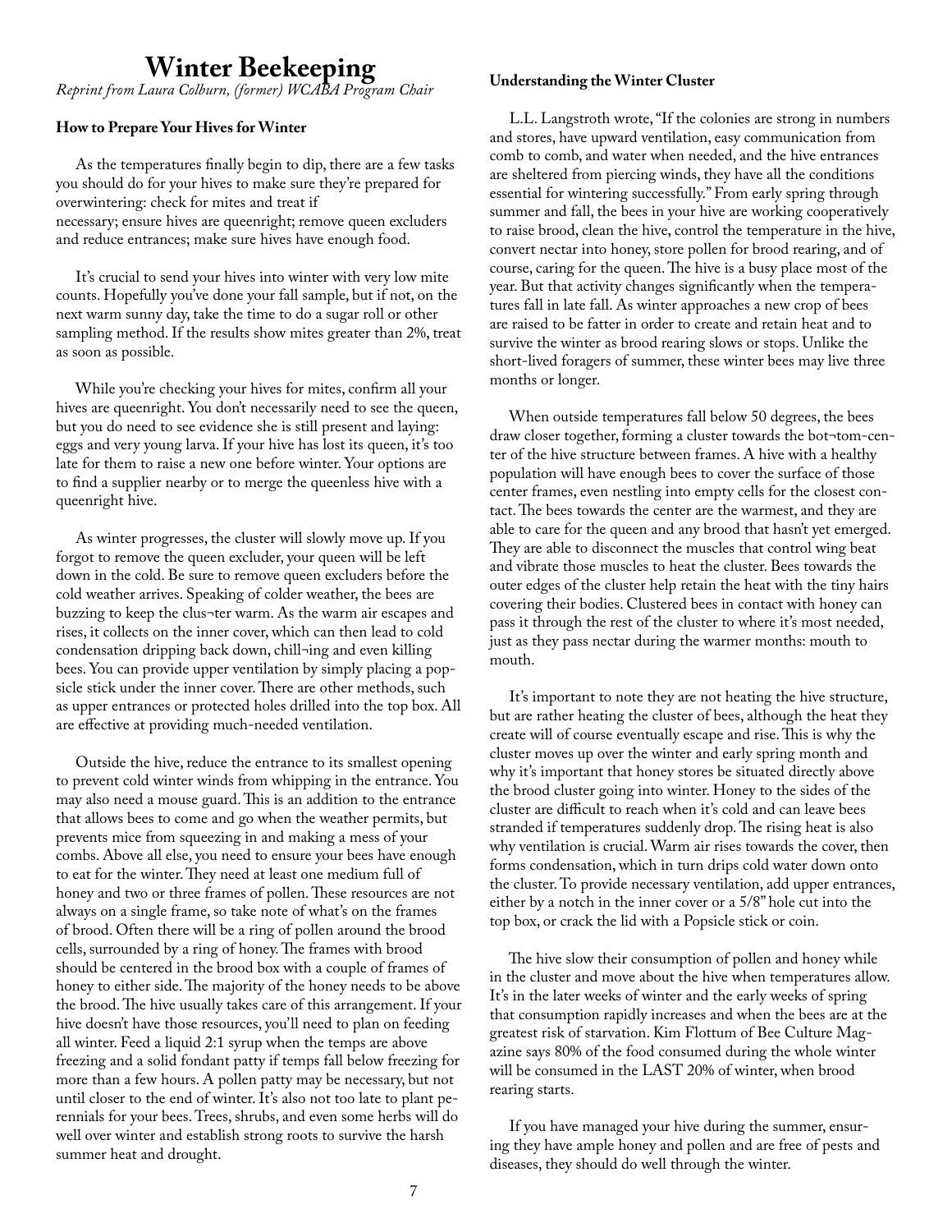# Winter Beekeeping

*Reprint from Laura Colburn, (former) WCABA Program Chair*

### How to Prepare Your Hives for Winter

As the temperatures finally begin to dip, there are a few tasks you should do for your hives to make sure they're prepared for overwintering: check for mites and treat if necessary; ensure hives are queenright; remove queen excluders and reduce entrances; make sure hives have enough food.

It's crucial to send your hives into winter with very low mite counts. Hopefully you've done your fall sample, but if not, on the next warm sunny day, take the time to do a sugar roll or other sampling method. If the results show mites greater than 2%, treat as soon as possible.

While you're checking your hives for mites, confirm all your hives are queenright. You don't necessarily need to see the queen, but you do need to see evidence she is still present and laying: eggs and very young larva. If your hive has lost its queen, it's too late for them to raise a new one before winter. Your options are to find a supplier nearby or to merge the queenless hive with a queenright hive.

As winter progresses, the cluster will slowly move up. If you forgot to remove the queen excluder, your queen will be left down in the cold. Be sure to remove queen excluders before the cold weather arrives. Speaking of colder weather, the bees are buzzing to keep the clus¬ter warm. As the warm air escapes and rises, it collects on the inner cover, which can then lead to cold condensation dripping back down, chill¬ing and even killing bees. You can provide upper ventilation by simply placing a popsicle stick under the inner cover. There are other methods, such as upper entrances or protected holes drilled into the top box. All are effective at providing much-needed ventilation.

Outside the hive, reduce the entrance to its smallest opening to prevent cold winter winds from whipping in the entrance. You may also need a mouse guard. This is an addition to the entrance that allows bees to come and go when the weather permits, but prevents mice from squeezing in and making a mess of your combs. Above all else, you need to ensure your bees have enough to eat for the winter. They need at least one medium full of honey and two or three frames of pollen. These resources are not always on a single frame, so take note of what's on the frames of brood. Often there will be a ring of pollen around the brood cells, surrounded by a ring of honey. The frames with brood should be centered in the brood box with a couple of frames of honey to either side. The majority of the honey needs to be above the brood. The hive usually takes care of this arrangement. If your hive doesn't have those resources, you'll need to plan on feeding all winter. Feed a liquid 2:1 syrup when the temps are above freezing and a solid fondant patty if temps fall below freezing for more than a few hours. A pollen patty may be necessary, but not until closer to the end of winter. It's also not too late to plant perennials for your bees. Trees, shrubs, and even some herbs will do well over winter and establish strong roots to survive the harsh summer heat and drought.

### Understanding the Winter Cluster

L.L. Langstroth wrote, "If the colonies are strong in numbers and stores, have upward ventilation, easy communication from comb to comb, and water when needed, and the hive entrances are sheltered from piercing winds, they have all the conditions essential for wintering successfully." From early spring through summer and fall, the bees in your hive are working cooperatively to raise brood, clean the hive, control the temperature in the hive, convert nectar into honey, store pollen for brood rearing, and of course, caring for the queen. The hive is a busy place most of the year. But that activity changes significantly when the temperatures fall in late fall. As winter approaches a new crop of bees are raised to be fatter in order to create and retain heat and to survive the winter as brood rearing slows or stops. Unlike the short-lived foragers of summer, these winter bees may live three months or longer.

When outside temperatures fall below 50 degrees, the bees draw closer together, forming a cluster towards the bot¬tom-center of the hive structure between frames. A hive with a healthy population will have enough bees to cover the surface of those center frames, even nestling into empty cells for the closest contact. The bees towards the center are the warmest, and they are able to care for the queen and any brood that hasn't yet emerged. They are able to disconnect the muscles that control wing beat and vibrate those muscles to heat the cluster. Bees towards the outer edges of the cluster help retain the heat with the tiny hairs covering their bodies. Clustered bees in contact with honey can pass it through the rest of the cluster to where it's most needed, just as they pass nectar during the warmer months: mouth to mouth.

It's important to note they are not heating the hive structure, but are rather heating the cluster of bees, although the heat they create will of course eventually escape and rise. This is why the cluster moves up over the winter and early spring month and why it's important that honey stores be situated directly above the brood cluster going into winter. Honey to the sides of the cluster are difficult to reach when it's cold and can leave bees stranded if temperatures suddenly drop. The rising heat is also why ventilation is crucial. Warm air rises towards the cover, then forms condensation, which in turn drips cold water down onto the cluster. To provide necessary ventilation, add upper entrances, either by a notch in the inner cover or a 5/8" hole cut into the top box, or crack the lid with a Popsicle stick or coin.

The hive slow their consumption of pollen and honey while in the cluster and move about the hive when temperatures allow. It's in the later weeks of winter and the early weeks of spring that consumption rapidly increases and when the bees are at the greatest risk of starvation. Kim Flottum of Bee Culture Magazine says 80% of the food consumed during the whole winter will be consumed in the LAST 20% of winter, when brood rearing starts.

If you have managed your hive during the summer, ensuring they have ample honey and pollen and are free of pests and diseases, they should do well through the winter.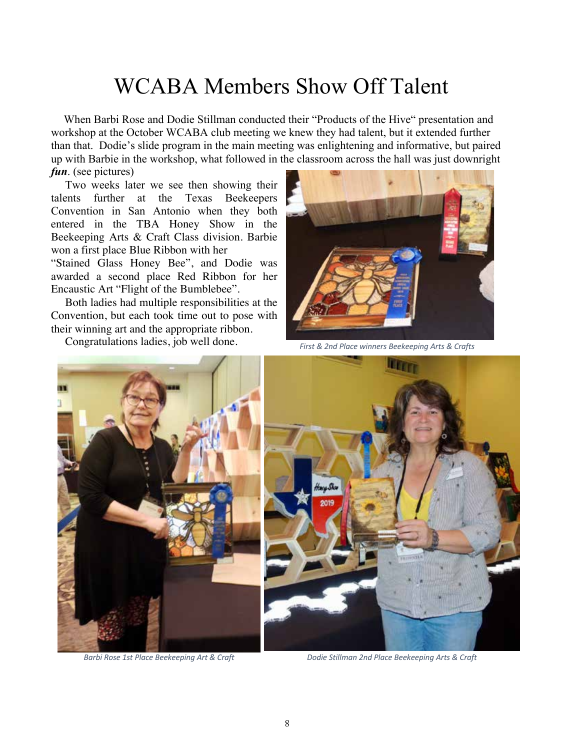# WCABA Members Show Off Talent

When Barbi Rose and Dodie Stillman conducted their "Products of the Hive" presentation and workshop at the October WCABA club meeting we knew they had talent, but it extended further than that. Dodie's slide program in the main meeting was enlightening and informative, but paired up with Barbie in the workshop, what followed in the classroom across the hall was just downright ***fun***. (see pictures)

Two weeks later we see then showing their talents further at the Texas Beekeepers Convention in San Antonio when they both entered in the TBA Honey Show in the Beekeeping Arts & Craft Class division. Barbie won a first place Blue Ribbon with her "Stained Glass Honey Bee", and Dodie was awarded a second place Red Ribbon for her Encaustic Art "Flight of the Bumblebee".

Both ladies had multiple responsibilities at the Convention, but each took time out to pose with their winning art and the appropriate ribbon.

Congratulations ladies, job well done.

*First & 2nd Place winners Beekeeping Arts & Crafts*

*Barbi Rose 1st Place Beekeeping Art & Craft*

*Dodie Stillman 2nd Place Beekeeping Arts & Craft*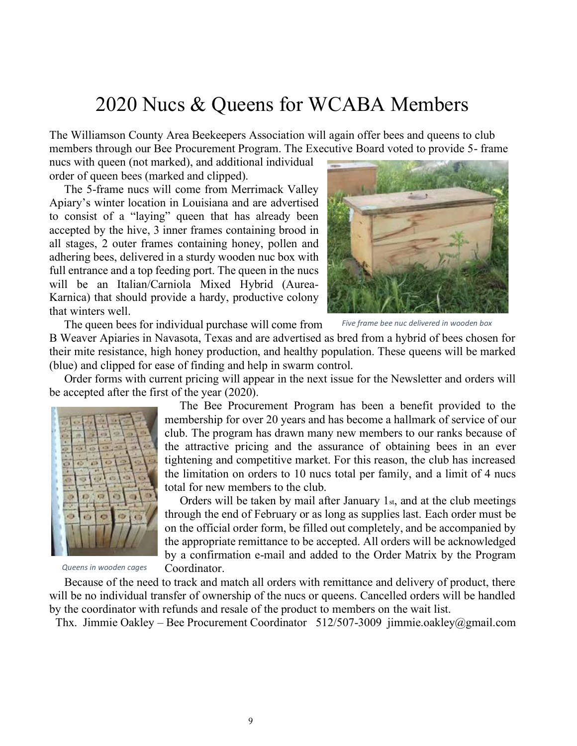# 2020 Nucs & Queens for WCABA Members

The Williamson County Area Beekeepers Association will again offer bees and queens to club members through our Bee Procurement Program. The Executive Board voted to provide 5- frame nucs with queen (not marked), and additional individual order of queen bees (marked and clipped).

The 5-frame nucs will come from Merrimack Valley Apiary's winter location in Louisiana and are advertised to consist of a "laying" queen that has already been accepted by the hive, 3 inner frames containing brood in all stages, 2 outer frames containing honey, pollen and adhering bees, delivered in a sturdy wooden nuc box with full entrance and a top feeding port. The queen in the nucs will be an Italian/Carniola Mixed Hybrid (Aurea-Karnica) that should provide a hardy, productive colony that winters well.

*Five frame bee nuc delivered in wooden box*

The queen bees for individual purchase will come from B Weaver Apiaries in Navasota, Texas and are advertised as bred from a hybrid of bees chosen for their mite resistance, high honey production, and healthy population. These queens will be marked (blue) and clipped for ease of finding and help in swarm control.

Order forms with current pricing will appear in the next issue for the Newsletter and orders will be accepted after the first of the year (2020).

*Queens in wooden cages*

The Bee Procurement Program has been a benefit provided to the membership for over 20 years and has become a hallmark of service of our club. The program has drawn many new members to our ranks because of the attractive pricing and the assurance of obtaining bees in an ever tightening and competitive market. For this reason, the club has increased the limitation on orders to 10 nucs total per family, and a limit of 4 nucs total for new members to the club.

Orders will be taken by mail after January 1st, and at the club meetings through the end of February or as long as supplies last. Each order must be on the official order form, be filled out completely, and be accompanied by the appropriate remittance to be accepted. All orders will be acknowledged by a confirmation e-mail and added to the Order Matrix by the Program Coordinator.

Because of the need to track and match all orders with remittance and delivery of product, there will be no individual transfer of ownership of the nucs or queens. Cancelled orders will be handled by the coordinator with refunds and resale of the product to members on the wait list.

Thx. Jimmie Oakley – Bee Procurement Coordinator 512/507-3009 jimmie.oakley@gmail.com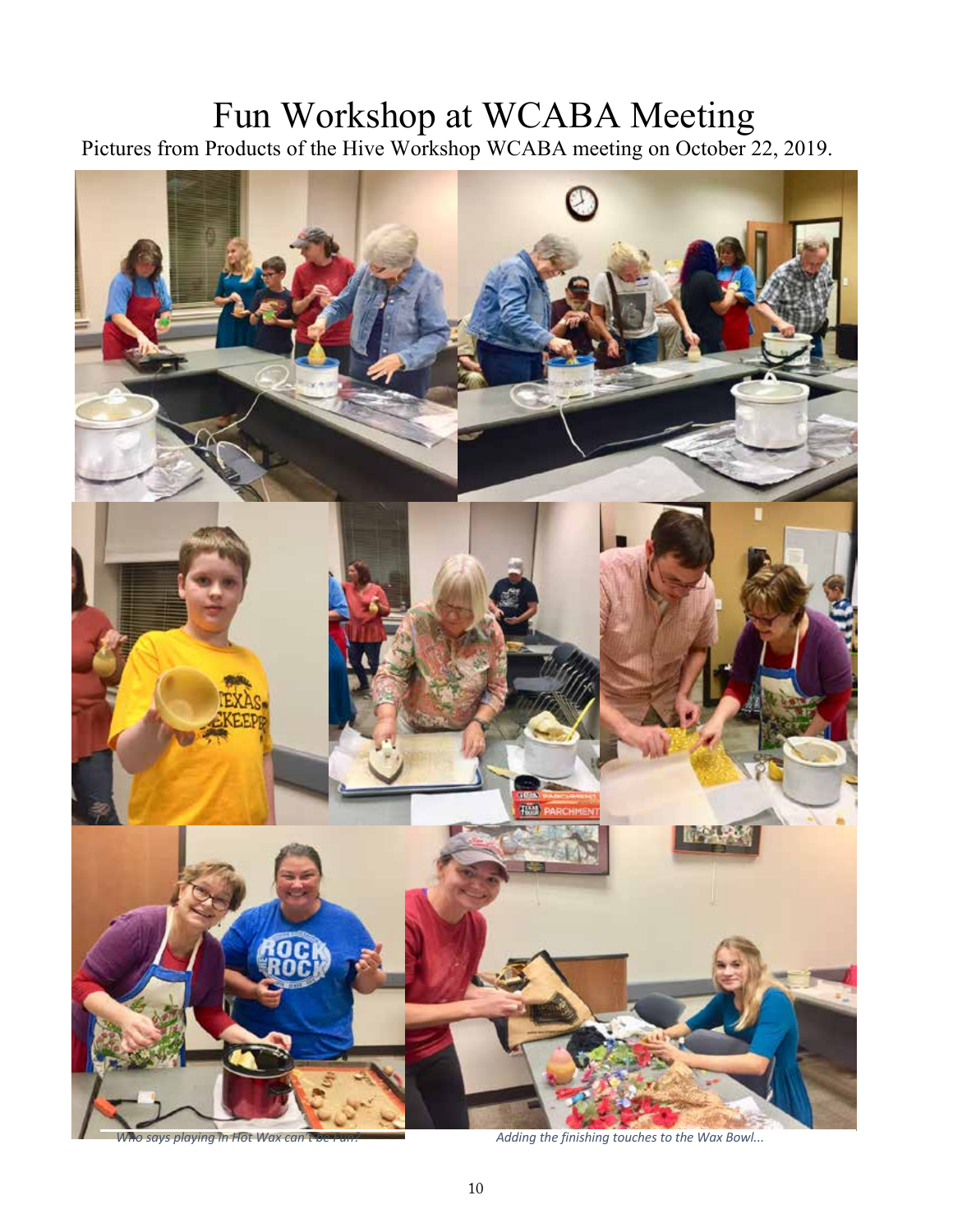# Fun Workshop at WCABA Meeting

Pictures from Products of the Hive Workshop WCABA meeting on October 22, 2019.

*Who says playing in Hot Wax can't be Fun?*

*Adding the finishing touches to the Wax Bowl...*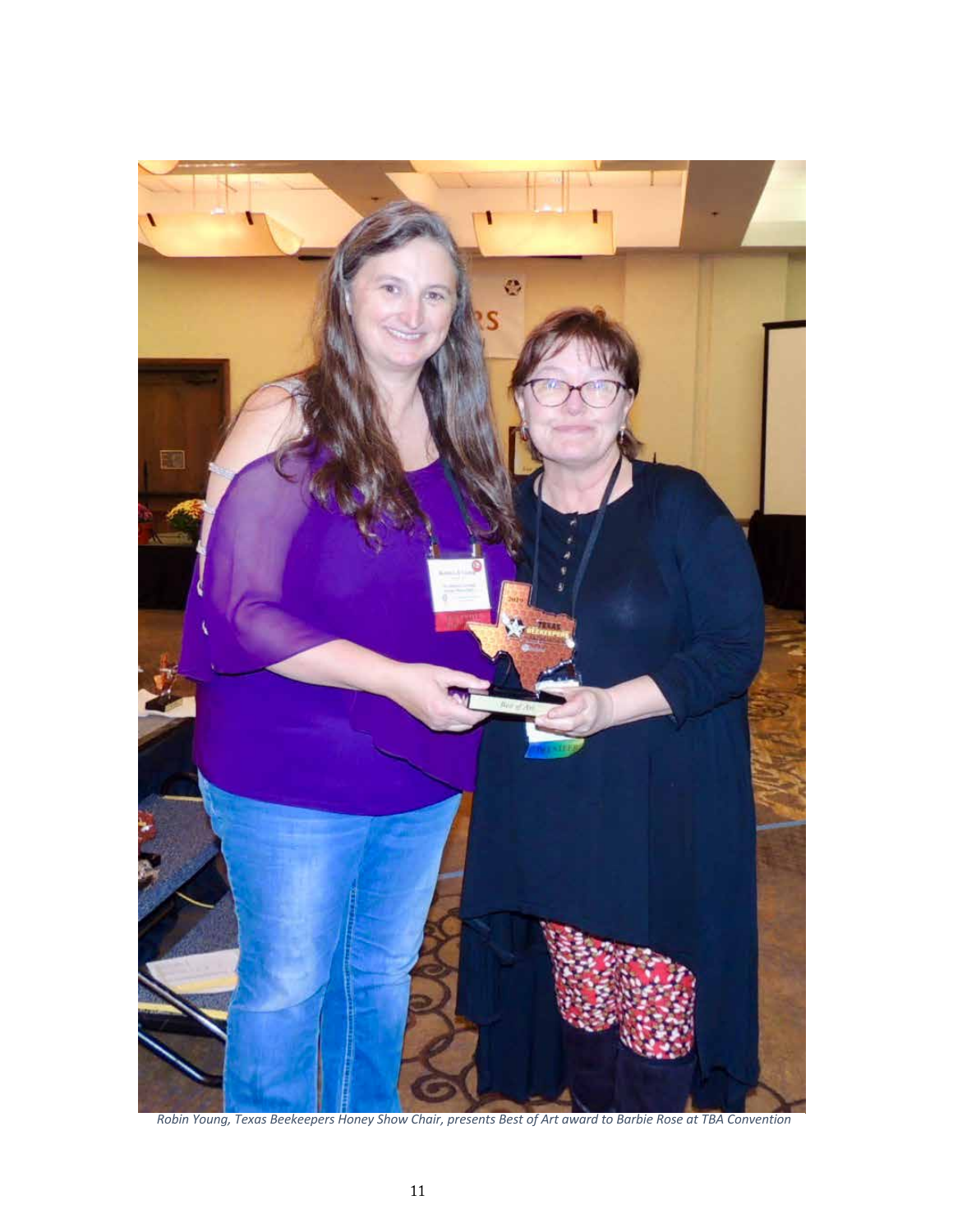*Robin Young, Texas Beekeepers Honey Show Chair, presents Best of Art award to Barbie Rose at TBA Convention*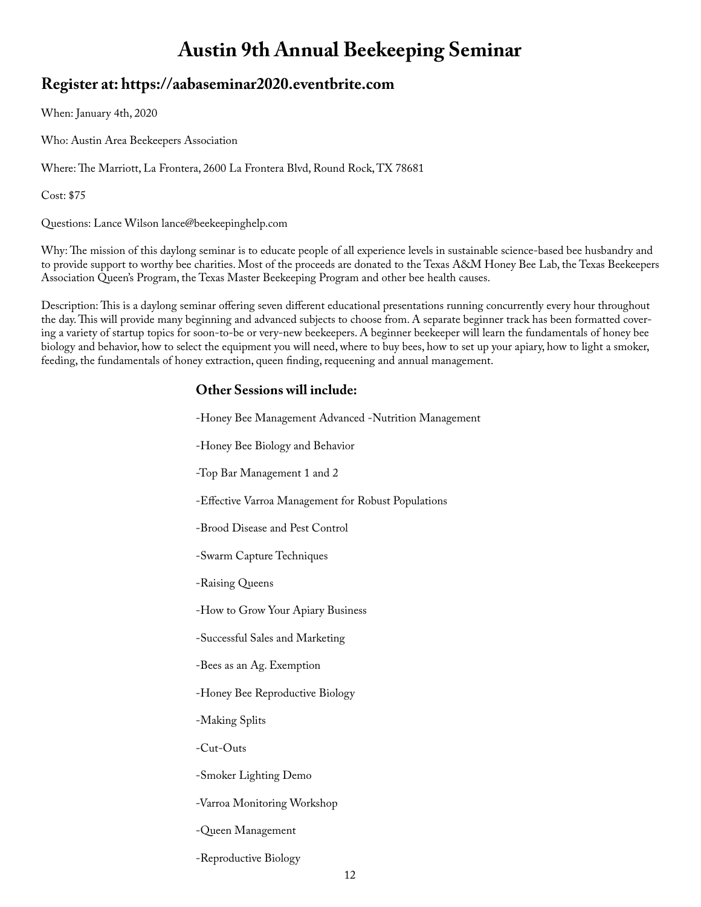# Austin 9th Annual Beekeeping Seminar

## Register at: https://aabaseminar2020.eventbrite.com

When: January 4th, 2020

Who: Austin Area Beekeepers Association

Where: The Marriott, La Frontera, 2600 La Frontera Blvd, Round Rock, TX 78681

Cost: $75

Questions: Lance Wilson lance@beekeepinghelp.com

Why: The mission of this daylong seminar is to educate people of all experience levels in sustainable science-based bee husbandry and to provide support to worthy bee charities. Most of the proceeds are donated to the Texas A&M Honey Bee Lab, the Texas Beekeepers Association Queen's Program, the Texas Master Beekeeping Program and other bee health causes.

Description: This is a daylong seminar offering seven different educational presentations running concurrently every hour throughout the day. This will provide many beginning and advanced subjects to choose from. A separate beginner track has been formatted covering a variety of startup topics for soon-to-be or very-new beekeepers. A beginner beekeeper will learn the fundamentals of honey bee biology and behavior, how to select the equipment you will need, where to buy bees, how to set up your apiary, how to light a smoker, feeding, the fundamentals of honey extraction, queen finding, requeening and annual management.

### Other Sessions will include:

-Honey Bee Management Advanced -Nutrition Management

-Honey Bee Biology and Behavior

-Top Bar Management 1 and 2

-Effective Varroa Management for Robust Populations

-Brood Disease and Pest Control

-Swarm Capture Techniques

-Raising Queens

-How to Grow Your Apiary Business

-Successful Sales and Marketing

-Bees as an Ag. Exemption

-Honey Bee Reproductive Biology

-Making Splits

-Cut-Outs

-Smoker Lighting Demo

-Varroa Monitoring Workshop

-Queen Management

-Reproductive Biology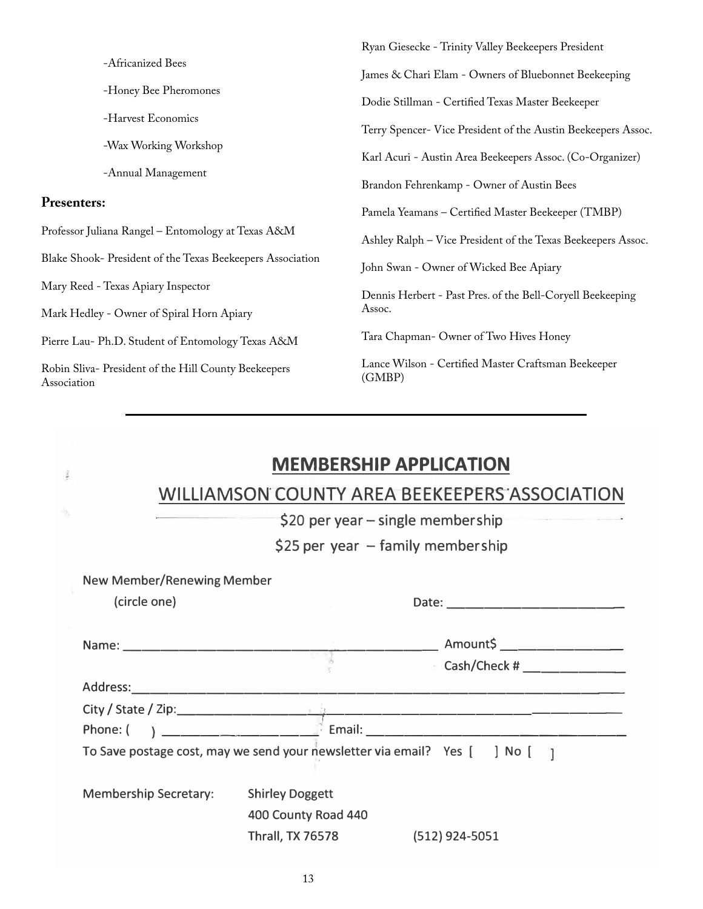-Africanized Bees

-Honey Bee Pheromones

-Harvest Economics

-Wax Working Workshop

-Annual Management

**Presenters:**

Professor Juliana Rangel – Entomology at Texas A&M

Blake Shook- President of the Texas Beekeepers Association

Mary Reed - Texas Apiary Inspector

Mark Hedley - Owner of Spiral Horn Apiary

Pierre Lau- Ph.D. Student of Entomology Texas A&M

Robin Sliva- President of the Hill County Beekeepers Association

Ryan Giesecke - Trinity Valley Beekeepers President

James & Chari Elam - Owners of Bluebonnet Beekeeping

Dodie Stillman - Certified Texas Master Beekeeper

Terry Spencer- Vice President of the Austin Beekeepers Assoc.

Karl Acuri - Austin Area Beekeepers Assoc. (Co-Organizer)

Brandon Fehrenkamp - Owner of Austin Bees

Pamela Yeamans – Certified Master Beekeeper (TMBP)

Ashley Ralph – Vice President of the Texas Beekeepers Assoc.

John Swan - Owner of Wicked Bee Apiary

Dennis Herbert - Past Pres. of the Bell-Coryell Beekeeping Assoc.

Tara Chapman- Owner of Two Hives Honey

Lance Wilson - Certified Master Craftsman Beekeeper (GMBP)

---

## MEMBERSHIP APPLICATION

## WILLIAMSON COUNTY AREA BEEKEEPERS ASSOCIATION

$20 per year – single membership

$25 per year – family membership

New Member/Renewing Member (circle one)

Date: ________________________

Name: ____________________________________________ Amount$ ________________

Cash/Check # ______________

Address: ____________________________________________________________

City / State / Zip: ______________________________________________________

Phone: ( ) ______________________ Email: ________________________________

To Save postage cost, may we send your newsletter via email? Yes [ ] No [ ]

Membership Secretary: Shirley Doggett
400 County Road 440
Thrall, TX 76578 (512) 924-5051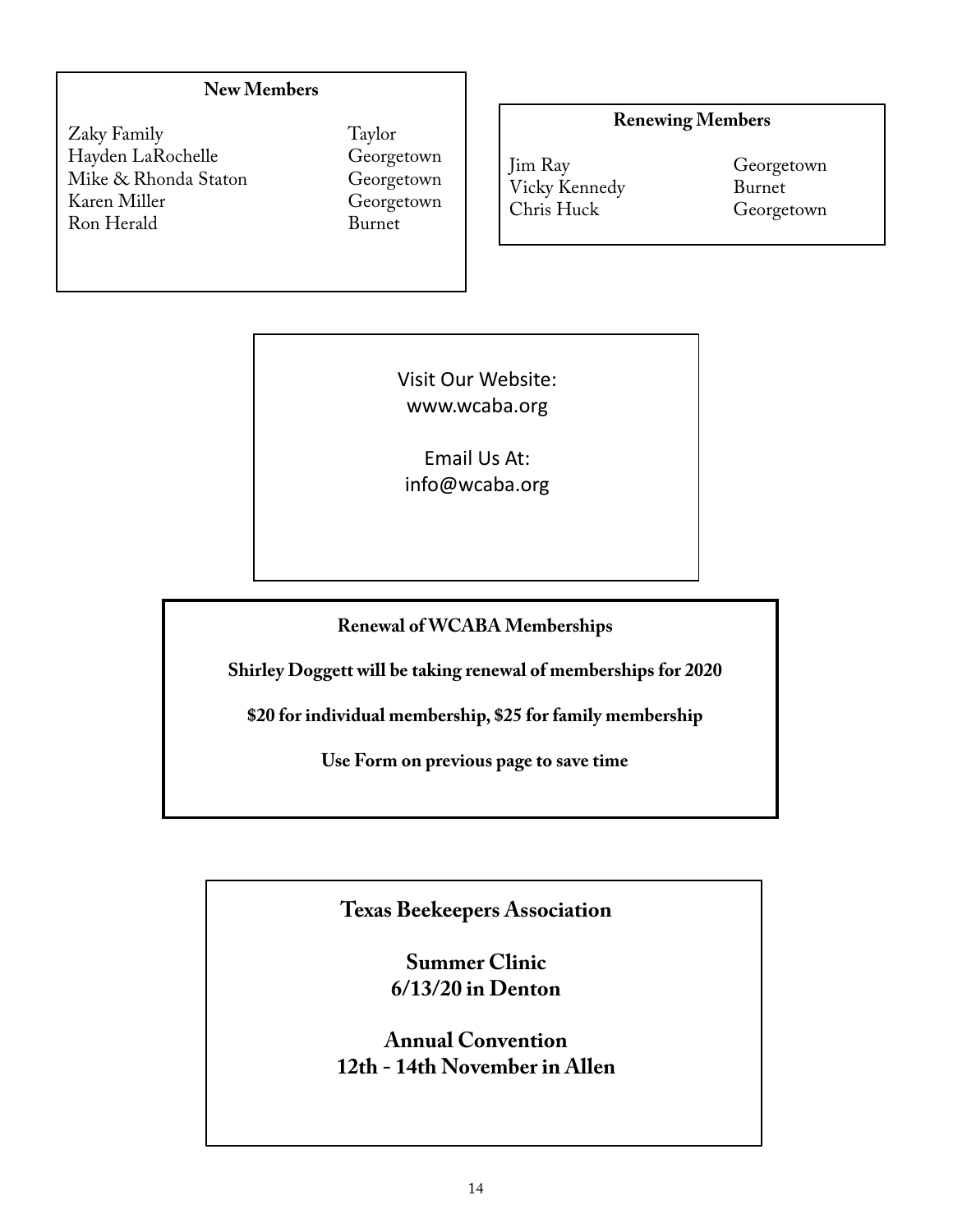**New Members**

| | |
|---|---|
| Zaky Family | Taylor |
| Hayden LaRochelle | Georgetown |
| Mike & Rhonda Staton | Georgetown |
| Karen Miller | Georgetown |
| Ron Herald | Burnet |

**Renewing Members**

| | |
|---|---|
| Jim Ray | Georgetown |
| Vicky Kennedy | Burnet |
| Chris Huck | Georgetown |

Visit Our Website:
www.wcaba.org

Email Us At:
info@wcaba.org

**Renewal of WCABA Memberships**

**Shirley Doggett will be taking renewal of memberships for 2020**

**$20 for individual membership, $25 for family membership**

**Use Form on previous page to save time**

## Texas Beekeepers Association

**Summer Clinic**
**6/13/20 in Denton**

**Annual Convention**
**12th - 14th November in Allen**